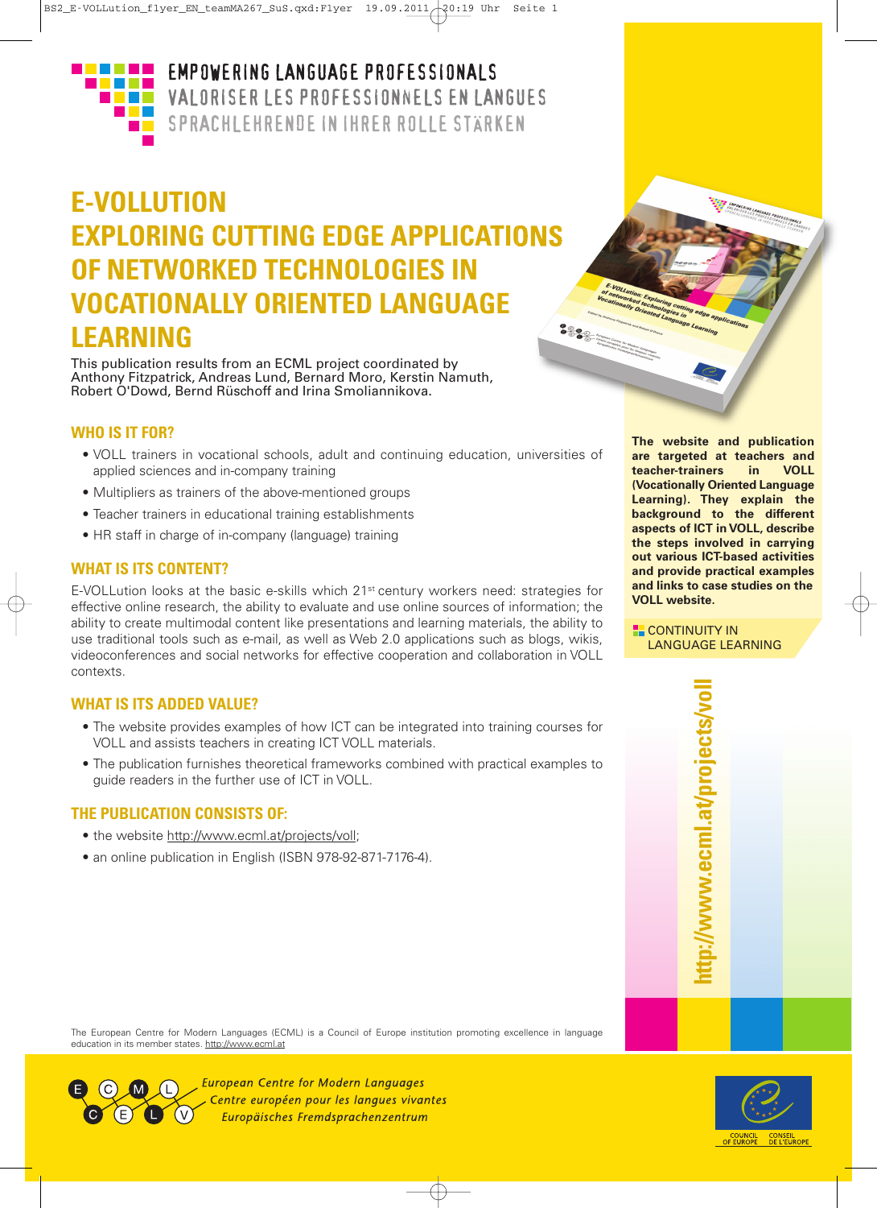EMPOWERING LANGUAGE PROFESSIONALS
VALORISER LES PROFESSIONNELS EN LANGUES
SPRACHLEHRENDE IN IHRER ROLLE STÄRKEN

# E-VOLLUTION EXPLORING CUTTING EDGE APPLICATIONS OF NETWORKED TECHNOLOGIES IN VOCATIONALLY ORIENTED LANGUAGE LEARNING

This publication results from an ECML project coordinated by Anthony Fitzpatrick, Andreas Lund, Bernard Moro, Kerstin Namuth, Robert O'Dowd, Bernd Rüschoff and Irina Smoliannikova.

## WHO IS IT FOR?

- VOLL trainers in vocational schools, adult and continuing education, universities of applied sciences and in-company training
- Multipliers as trainers of the above-mentioned groups
- Teacher trainers in educational training establishments
- HR staff in charge of in-company (language) training

## WHAT IS ITS CONTENT?

E-VOLLution looks at the basic e-skills which 21st century workers need: strategies for effective online research, the ability to evaluate and use online sources of information; the ability to create multimodal content like presentations and learning materials, the ability to use traditional tools such as e-mail, as well as Web 2.0 applications such as blogs, wikis, videoconferences and social networks for effective cooperation and collaboration in VOLL contexts.

## WHAT IS ITS ADDED VALUE?

- The website provides examples of how ICT can be integrated into training courses for VOLL and assists teachers in creating ICT VOLL materials.
- The publication furnishes theoretical frameworks combined with practical examples to guide readers in the further use of ICT in VOLL.

## THE PUBLICATION CONSISTS OF:

- the website http://www.ecml.at/projects/voll;
- an online publication in English (ISBN 978-92-871-7176-4).

**The website and publication are targeted at teachers and teacher-trainers in VOLL (Vocationally Oriented Language Learning). They explain the background to the different aspects of ICT in VOLL, describe the steps involved in carrying out various ICT-based activities and provide practical examples and links to case studies on the VOLL website.**

CONTINUITY IN LANGUAGE LEARNING

http://www.ecml.at/projects/voll

The European Centre for Modern Languages (ECML) is a Council of Europe institution promoting excellence in language education in its member states. http://www.ecml.at

European Centre for Modern Languages
Centre européen pour les langues vivantes
Europäisches Fremdsprachenzentrum

COUNCIL OF EUROPE — CONSEIL DE L'EUROPE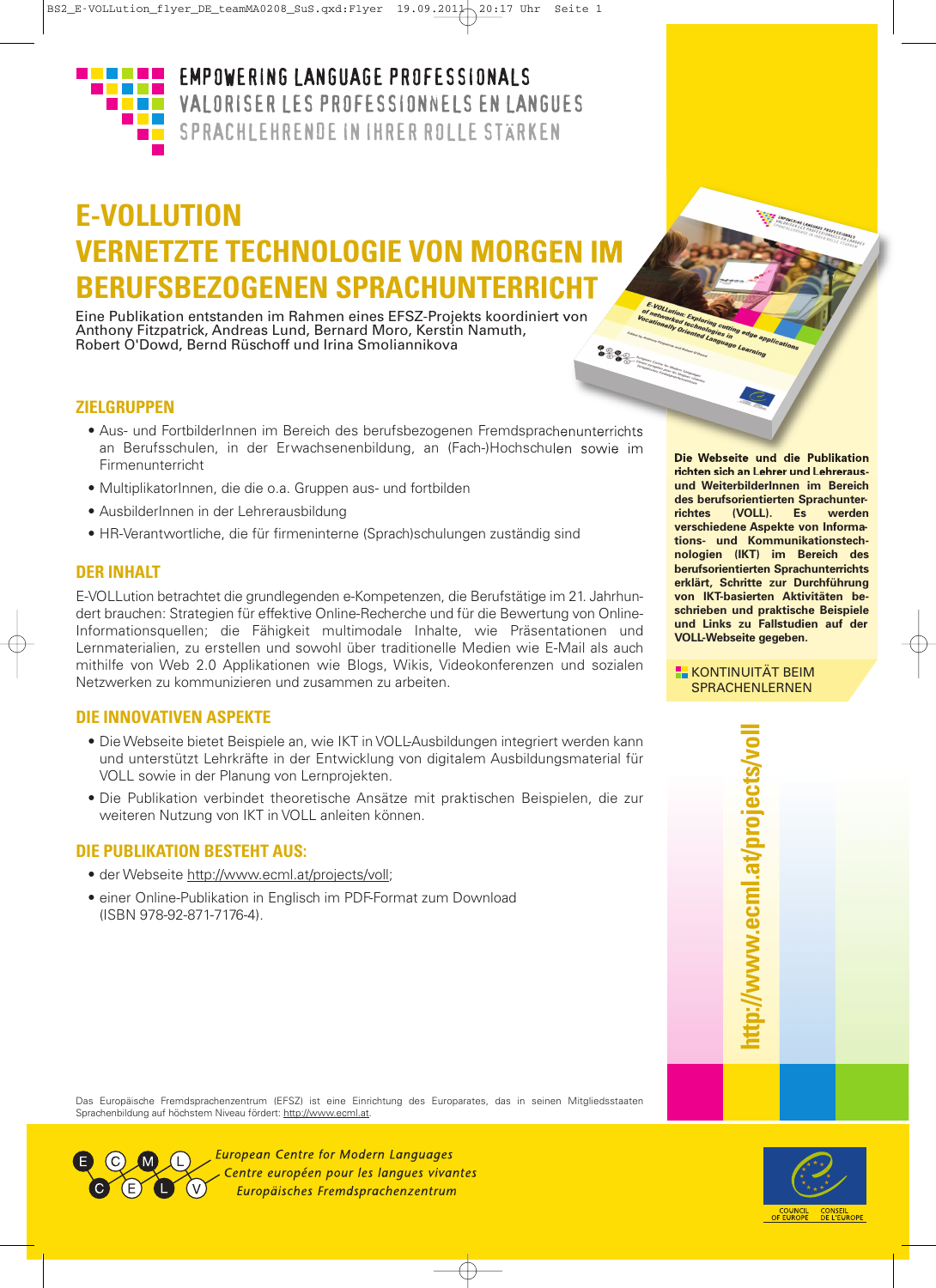EMPOWERING LANGUAGE PROFESSIONALS
VALORISER LES PROFESSIONNELS EN LANGUES
SPRACHLEHRENDE IN IHRER ROLLE STÄRKEN

# E-VOLLUTION
# VERNETZTE TECHNOLOGIE VON MORGEN IM BERUFSBEZOGENEN SPRACHUNTERRICHT

Eine Publikation entstanden im Rahmen eines EFSZ-Projekts koordiniert von Anthony Fitzpatrick, Andreas Lund, Bernard Moro, Kerstin Namuth, Robert O'Dowd, Bernd Rüschoff und Irina Smoliannikova

## ZIELGRUPPEN

- Aus- und FortbilderInnen im Bereich des berufsbezogenen Fremdsprachenunterrichts an Berufsschulen, in der Erwachsenenbildung, an (Fach-)Hochschulen sowie im Firmenunterricht
- MultiplikatorInnen, die die o.a. Gruppen aus- und fortbilden
- AusbilderInnen in der Lehrerausbildung
- HR-Verantwortliche, die für firmeninterne (Sprach)schulungen zuständig sind

## DER INHALT

E-VOLLution betrachtet die grundlegenden e-Kompetenzen, die Berufstätige im 21. Jahrhundert brauchen: Strategien für effektive Online-Recherche und für die Bewertung von Online-Informationsquellen; die Fähigkeit multimodale Inhalte, wie Präsentationen und Lernmaterialien, zu erstellen und sowohl über traditionelle Medien wie E-Mail als auch mithilfe von Web 2.0 Applikationen wie Blogs, Wikis, Videokonferenzen und sozialen Netzwerken zu kommunizieren und zusammen zu arbeiten.

## DIE INNOVATIVEN ASPEKTE

- Die Webseite bietet Beispiele an, wie IKT in VOLL-Ausbildungen integriert werden kann und unterstützt Lehrkräfte in der Entwicklung von digitalem Ausbildungsmaterial für VOLL sowie in der Planung von Lernprojekten.
- Die Publikation verbindet theoretische Ansätze mit praktischen Beispielen, die zur weiteren Nutzung von IKT in VOLL anleiten können.

## DIE PUBLIKATION BESTEHT AUS:

- der Webseite http://www.ecml.at/projects/voll;
- einer Online-Publikation in Englisch im PDF-Format zum Download (ISBN 978-92-871-7176-4).

**Die Webseite und die Publikation richten sich an Lehrer und Lehreraus- und WeiterbilderInnen im Bereich des berufsorientierten Sprachunterrichtes (VOLL). Es werden verschiedene Aspekte von Informations- und Kommunikationstechnologien (IKT) im Bereich des berufsorientierten Sprachunterrichts erklärt, Schritte zur Durchführung von IKT-basierten Aktivitäten beschrieben und praktische Beispiele und Links zu Fallstudien auf der VOLL-Webseite gegeben.**

KONTINUITÄT BEIM SPRACHENLERNEN

http://www.ecml.at/projects/voll

Das Europäische Fremdsprachenzentrum (EFSZ) ist eine Einrichtung des Europarates, das in seinen Mitgliedsstaaten Sprachenbildung auf höchstem Niveau fördert: http://www.ecml.at.

*European Centre for Modern Languages*
*Centre européen pour les langues vivantes*
*Europäisches Fremdsprachenzentrum*

COUNCIL OF EUROPE — CONSEIL DE L'EUROPE